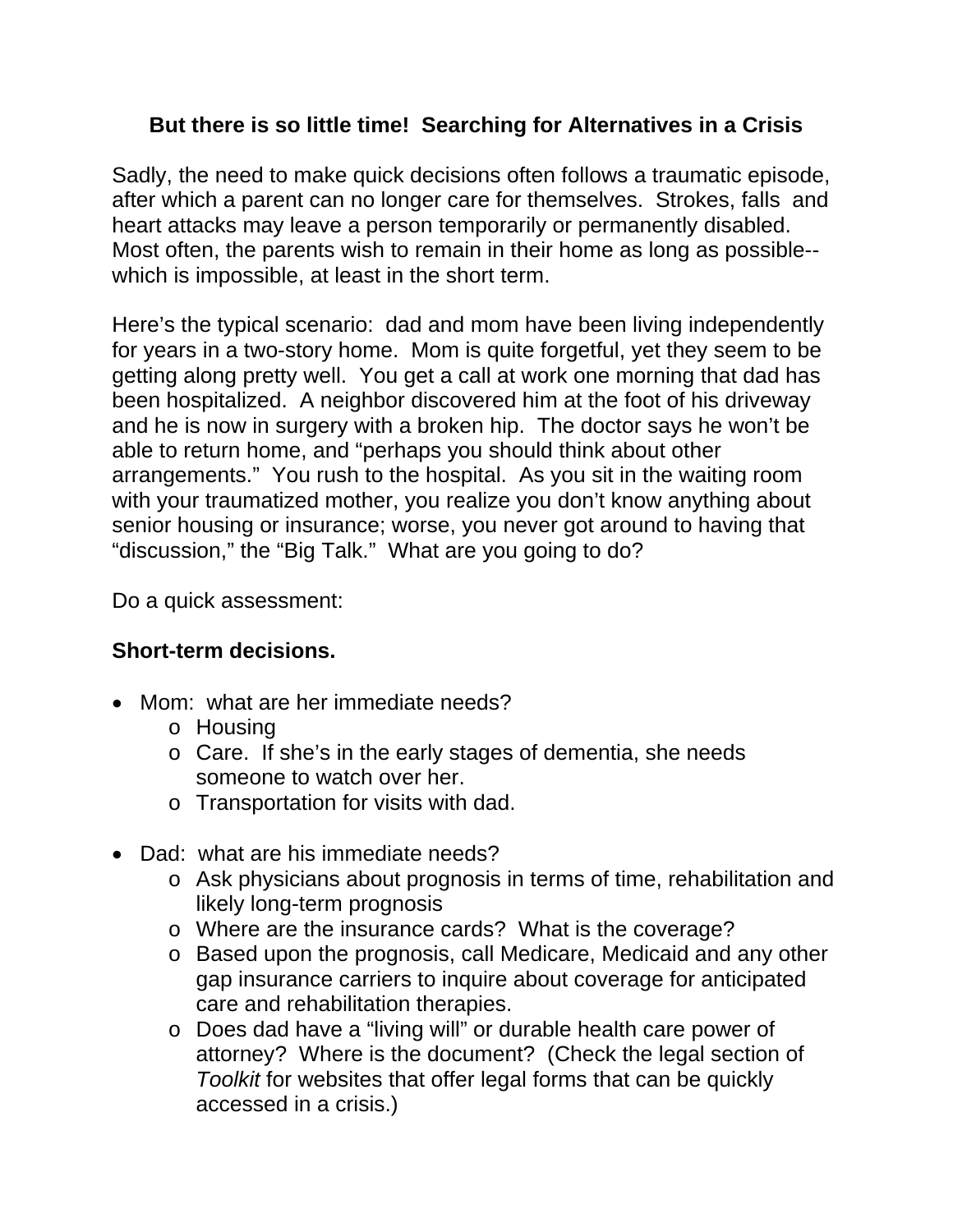# But there is so little time! Searching for Alternatives in a Crisis

Sadly, the need to make quick decisions often follows a traumatic episode, after which a parent can no longer care for themselves. Strokes, falls and heart attacks may leave a person temporarily or permanently disabled. Most often, the parents wish to remain in their home as long as possible--which is impossible, at least in the short term.

Here's the typical scenario: dad and mom have been living independently for years in a two-story home. Mom is quite forgetful, yet they seem to be getting along pretty well. You get a call at work one morning that dad has been hospitalized. A neighbor discovered him at the foot of his driveway and he is now in surgery with a broken hip. The doctor says he won't be able to return home, and "perhaps you should think about other arrangements." You rush to the hospital. As you sit in the waiting room with your traumatized mother, you realize you don't know anything about senior housing or insurance; worse, you never got around to having that "discussion," the "Big Talk." What are you going to do?

Do a quick assessment:

**Short-term decisions.**

- Mom: what are her immediate needs?
  - Housing
  - Care. If she's in the early stages of dementia, she needs someone to watch over her.
  - Transportation for visits with dad.

- Dad: what are his immediate needs?
  - Ask physicians about prognosis in terms of time, rehabilitation and likely long-term prognosis
  - Where are the insurance cards? What is the coverage?
  - Based upon the prognosis, call Medicare, Medicaid and any other gap insurance carriers to inquire about coverage for anticipated care and rehabilitation therapies.
  - Does dad have a "living will" or durable health care power of attorney? Where is the document? (Check the legal section of *Toolkit* for websites that offer legal forms that can be quickly accessed in a crisis.)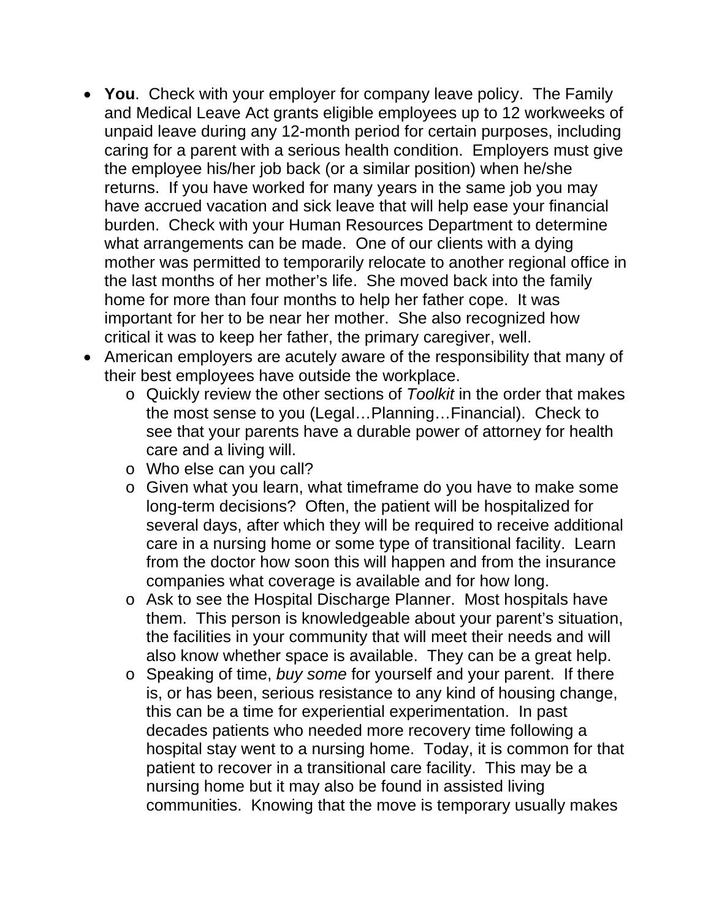- **You**. Check with your employer for company leave policy. The Family and Medical Leave Act grants eligible employees up to 12 workweeks of unpaid leave during any 12-month period for certain purposes, including caring for a parent with a serious health condition. Employers must give the employee his/her job back (or a similar position) when he/she returns. If you have worked for many years in the same job you may have accrued vacation and sick leave that will help ease your financial burden. Check with your Human Resources Department to determine what arrangements can be made. One of our clients with a dying mother was permitted to temporarily relocate to another regional office in the last months of her mother's life. She moved back into the family home for more than four months to help her father cope. It was important for her to be near her mother. She also recognized how critical it was to keep her father, the primary caregiver, well.
- American employers are acutely aware of the responsibility that many of their best employees have outside the workplace.
  - Quickly review the other sections of *Toolkit* in the order that makes the most sense to you (Legal…Planning…Financial). Check to see that your parents have a durable power of attorney for health care and a living will.
  - Who else can you call?
  - Given what you learn, what timeframe do you have to make some long-term decisions? Often, the patient will be hospitalized for several days, after which they will be required to receive additional care in a nursing home or some type of transitional facility. Learn from the doctor how soon this will happen and from the insurance companies what coverage is available and for how long.
  - Ask to see the Hospital Discharge Planner. Most hospitals have them. This person is knowledgeable about your parent's situation, the facilities in your community that will meet their needs and will also know whether space is available. They can be a great help.
  - Speaking of time, *buy some* for yourself and your parent. If there is, or has been, serious resistance to any kind of housing change, this can be a time for experiential experimentation. In past decades patients who needed more recovery time following a hospital stay went to a nursing home. Today, it is common for that patient to recover in a transitional care facility. This may be a nursing home but it may also be found in assisted living communities. Knowing that the move is temporary usually makes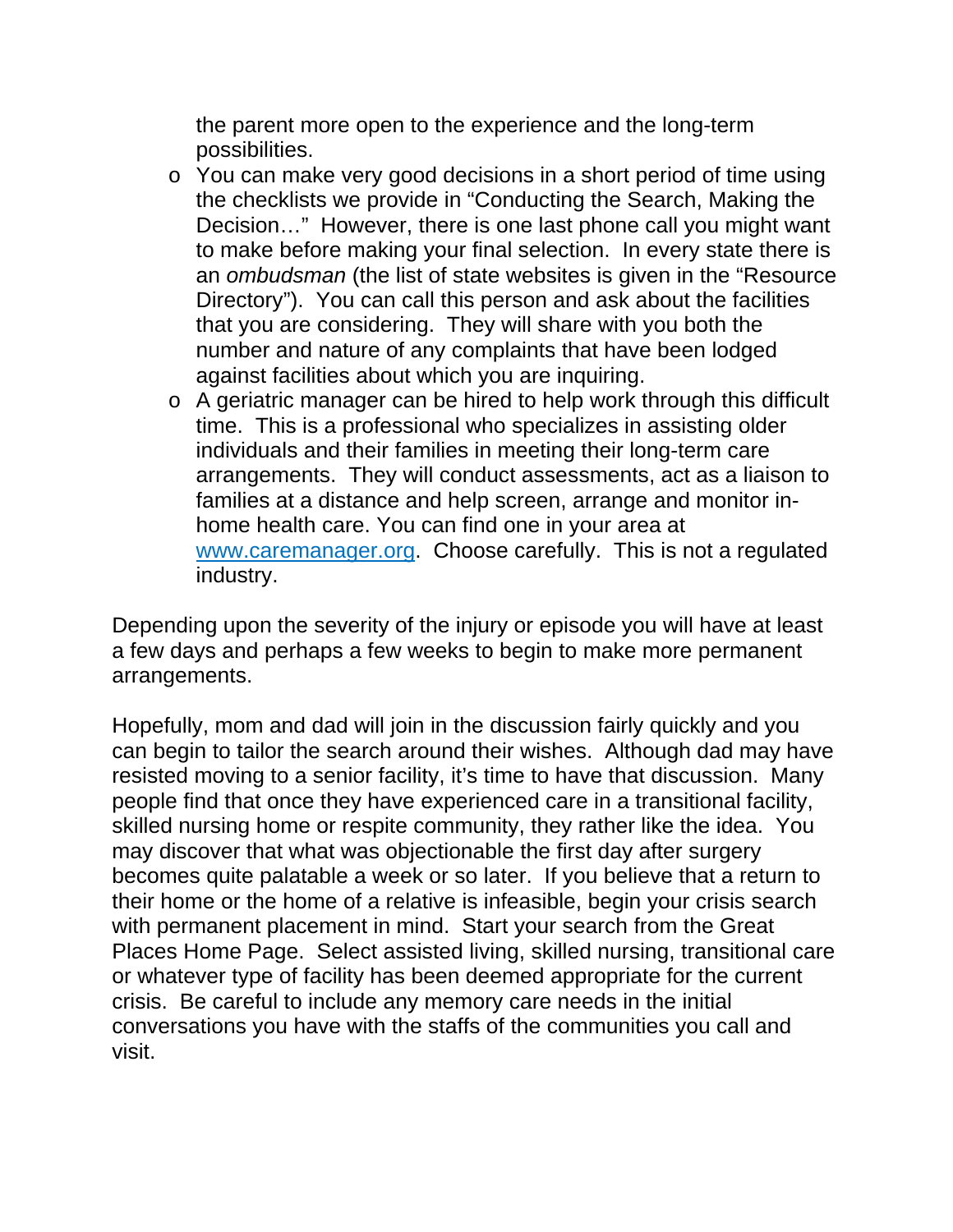the parent more open to the experience and the long-term possibilities.

- You can make very good decisions in a short period of time using the checklists we provide in "Conducting the Search, Making the Decision…" However, there is one last phone call you might want to make before making your final selection. In every state there is an *ombudsman* (the list of state websites is given in the "Resource Directory"). You can call this person and ask about the facilities that you are considering. They will share with you both the number and nature of any complaints that have been lodged against facilities about which you are inquiring.
- A geriatric manager can be hired to help work through this difficult time. This is a professional who specializes in assisting older individuals and their families in meeting their long-term care arrangements. They will conduct assessments, act as a liaison to families at a distance and help screen, arrange and monitor in-home health care. You can find one in your area at [www.caremanager.org](http://www.caremanager.org). Choose carefully. This is not a regulated industry.

Depending upon the severity of the injury or episode you will have at least a few days and perhaps a few weeks to begin to make more permanent arrangements.

Hopefully, mom and dad will join in the discussion fairly quickly and you can begin to tailor the search around their wishes. Although dad may have resisted moving to a senior facility, it's time to have that discussion. Many people find that once they have experienced care in a transitional facility, skilled nursing home or respite community, they rather like the idea. You may discover that what was objectionable the first day after surgery becomes quite palatable a week or so later. If you believe that a return to their home or the home of a relative is infeasible, begin your crisis search with permanent placement in mind. Start your search from the Great Places Home Page. Select assisted living, skilled nursing, transitional care or whatever type of facility has been deemed appropriate for the current crisis. Be careful to include any memory care needs in the initial conversations you have with the staffs of the communities you call and visit.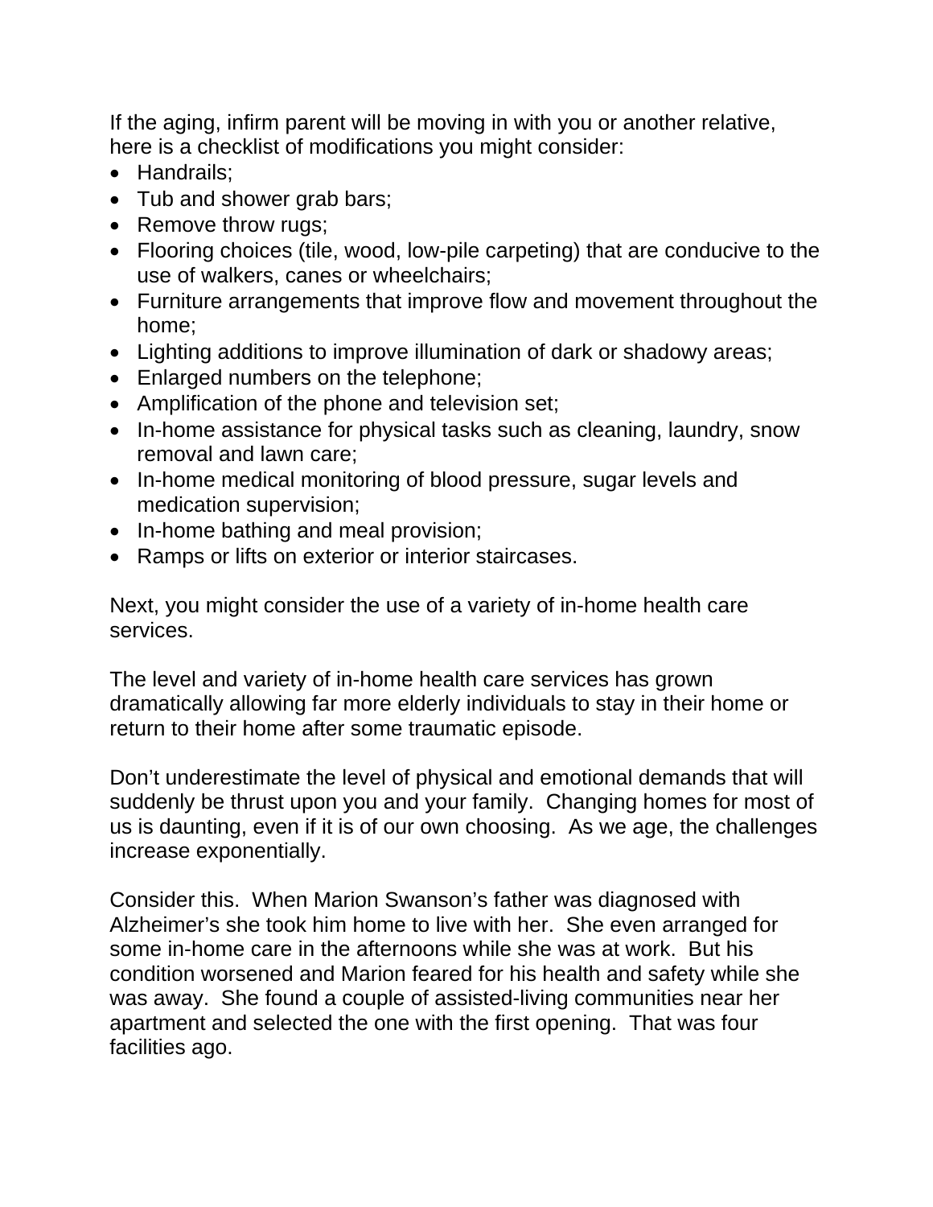If the aging, infirm parent will be moving in with you or another relative, here is a checklist of modifications you might consider:

- Handrails;
- Tub and shower grab bars;
- Remove throw rugs;
- Flooring choices (tile, wood, low-pile carpeting) that are conducive to the use of walkers, canes or wheelchairs;
- Furniture arrangements that improve flow and movement throughout the home;
- Lighting additions to improve illumination of dark or shadowy areas;
- Enlarged numbers on the telephone;
- Amplification of the phone and television set;
- In-home assistance for physical tasks such as cleaning, laundry, snow removal and lawn care;
- In-home medical monitoring of blood pressure, sugar levels and medication supervision;
- In-home bathing and meal provision;
- Ramps or lifts on exterior or interior staircases.

Next, you might consider the use of a variety of in-home health care services.

The level and variety of in-home health care services has grown dramatically allowing far more elderly individuals to stay in their home or return to their home after some traumatic episode.

Don't underestimate the level of physical and emotional demands that will suddenly be thrust upon you and your family. Changing homes for most of us is daunting, even if it is of our own choosing. As we age, the challenges increase exponentially.

Consider this. When Marion Swanson's father was diagnosed with Alzheimer's she took him home to live with her. She even arranged for some in-home care in the afternoons while she was at work. But his condition worsened and Marion feared for his health and safety while she was away. She found a couple of assisted-living communities near her apartment and selected the one with the first opening. That was four facilities ago.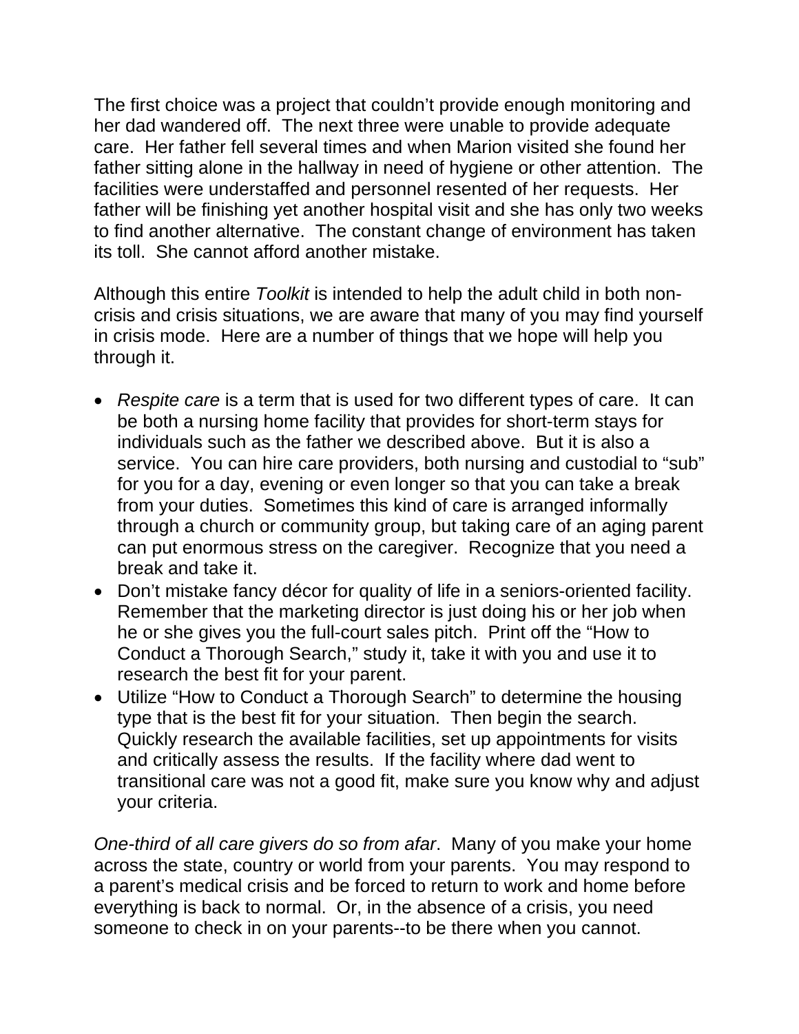The first choice was a project that couldn't provide enough monitoring and her dad wandered off. The next three were unable to provide adequate care. Her father fell several times and when Marion visited she found her father sitting alone in the hallway in need of hygiene or other attention. The facilities were understaffed and personnel resented of her requests. Her father will be finishing yet another hospital visit and she has only two weeks to find another alternative. The constant change of environment has taken its toll. She cannot afford another mistake.

Although this entire *Toolkit* is intended to help the adult child in both non-crisis and crisis situations, we are aware that many of you may find yourself in crisis mode. Here are a number of things that we hope will help you through it.

- *Respite care* is a term that is used for two different types of care. It can be both a nursing home facility that provides for short-term stays for individuals such as the father we described above. But it is also a service. You can hire care providers, both nursing and custodial to "sub" for you for a day, evening or even longer so that you can take a break from your duties. Sometimes this kind of care is arranged informally through a church or community group, but taking care of an aging parent can put enormous stress on the caregiver. Recognize that you need a break and take it.
- Don't mistake fancy décor for quality of life in a seniors-oriented facility. Remember that the marketing director is just doing his or her job when he or she gives you the full-court sales pitch. Print off the "How to Conduct a Thorough Search," study it, take it with you and use it to research the best fit for your parent.
- Utilize "How to Conduct a Thorough Search" to determine the housing type that is the best fit for your situation. Then begin the search. Quickly research the available facilities, set up appointments for visits and critically assess the results. If the facility where dad went to transitional care was not a good fit, make sure you know why and adjust your criteria.

*One-third of all care givers do so from afar*. Many of you make your home across the state, country or world from your parents. You may respond to a parent's medical crisis and be forced to return to work and home before everything is back to normal. Or, in the absence of a crisis, you need someone to check in on your parents--to be there when you cannot.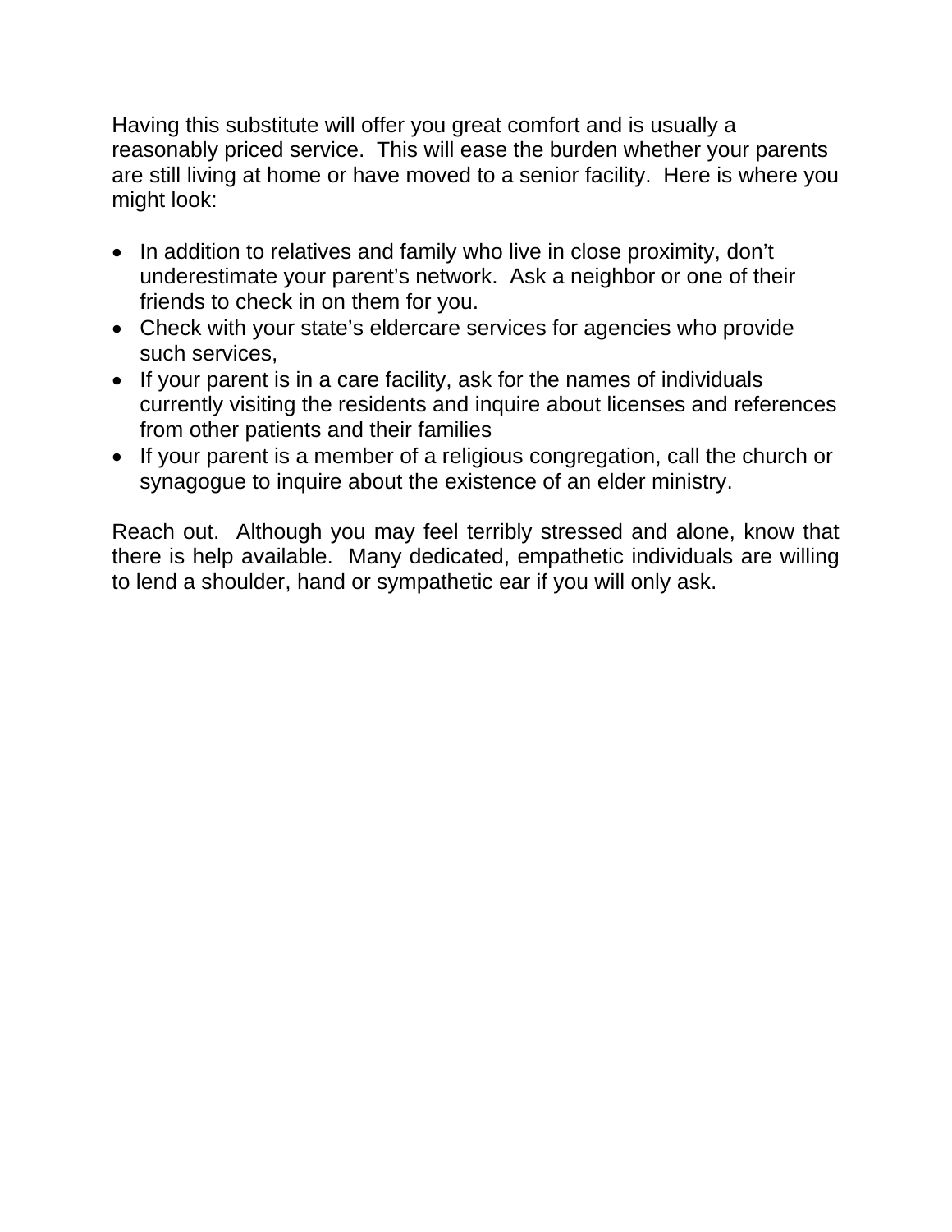Having this substitute will offer you great comfort and is usually a reasonably priced service. This will ease the burden whether your parents are still living at home or have moved to a senior facility. Here is where you might look:

- In addition to relatives and family who live in close proximity, don't underestimate your parent's network. Ask a neighbor or one of their friends to check in on them for you.
- Check with your state's eldercare services for agencies who provide such services,
- If your parent is in a care facility, ask for the names of individuals currently visiting the residents and inquire about licenses and references from other patients and their families
- If your parent is a member of a religious congregation, call the church or synagogue to inquire about the existence of an elder ministry.

Reach out. Although you may feel terribly stressed and alone, know that there is help available. Many dedicated, empathetic individuals are willing to lend a shoulder, hand or sympathetic ear if you will only ask.